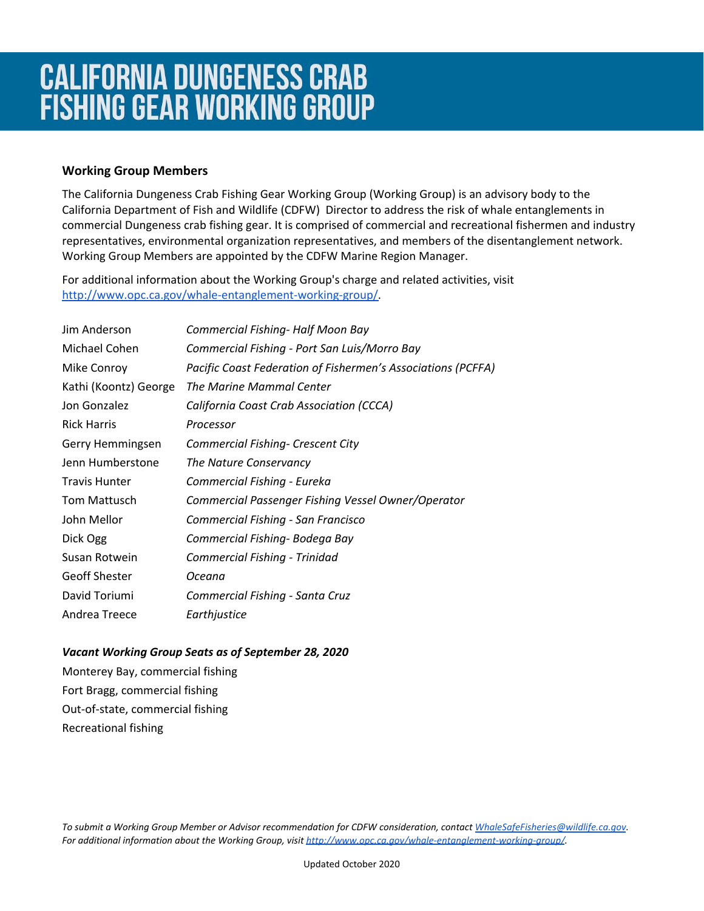# CALIFORNIA DUNGENESS CRAB FISHING GEAR WORKING GROUP

**Working Group Members**

The California Dungeness Crab Fishing Gear Working Group (Working Group) is an advisory body to the California Department of Fish and Wildlife (CDFW) Director to address the risk of whale entanglements in commercial Dungeness crab fishing gear. It is comprised of commercial and recreational fishermen and industry representatives, environmental organization representatives, and members of the disentanglement network. Working Group Members are appointed by the CDFW Marine Region Manager.

For additional information about the Working Group's charge and related activities, visit http://www.opc.ca.gov/whale-entanglement-working-group/.

| | |
|---|---|
| Jim Anderson | *Commercial Fishing- Half Moon Bay* |
| Michael Cohen | *Commercial Fishing - Port San Luis/Morro Bay* |
| Mike Conroy | *Pacific Coast Federation of Fishermen's Associations (PCFFA)* |
| Kathi (Koontz) George | *The Marine Mammal Center* |
| Jon Gonzalez | *California Coast Crab Association (CCCA)* |
| Rick Harris | *Processor* |
| Gerry Hemmingsen | *Commercial Fishing- Crescent City* |
| Jenn Humberstone | *The Nature Conservancy* |
| Travis Hunter | *Commercial Fishing - Eureka* |
| Tom Mattusch | *Commercial Passenger Fishing Vessel Owner/Operator* |
| John Mellor | *Commercial Fishing - San Francisco* |
| Dick Ogg | *Commercial Fishing- Bodega Bay* |
| Susan Rotwein | *Commercial Fishing - Trinidad* |
| Geoff Shester | *Oceana* |
| David Toriumi | *Commercial Fishing - Santa Cruz* |
| Andrea Treece | *Earthjustice* |

***Vacant Working Group Seats as of September 28, 2020***

Monterey Bay, commercial fishing
Fort Bragg, commercial fishing
Out-of-state, commercial fishing
Recreational fishing

*To submit a Working Group Member or Advisor recommendation for CDFW consideration, contact WhaleSafeFisheries@wildlife.ca.gov. For additional information about the Working Group, visit http://www.opc.ca.gov/whale-entanglement-working-group/.*

Updated October 2020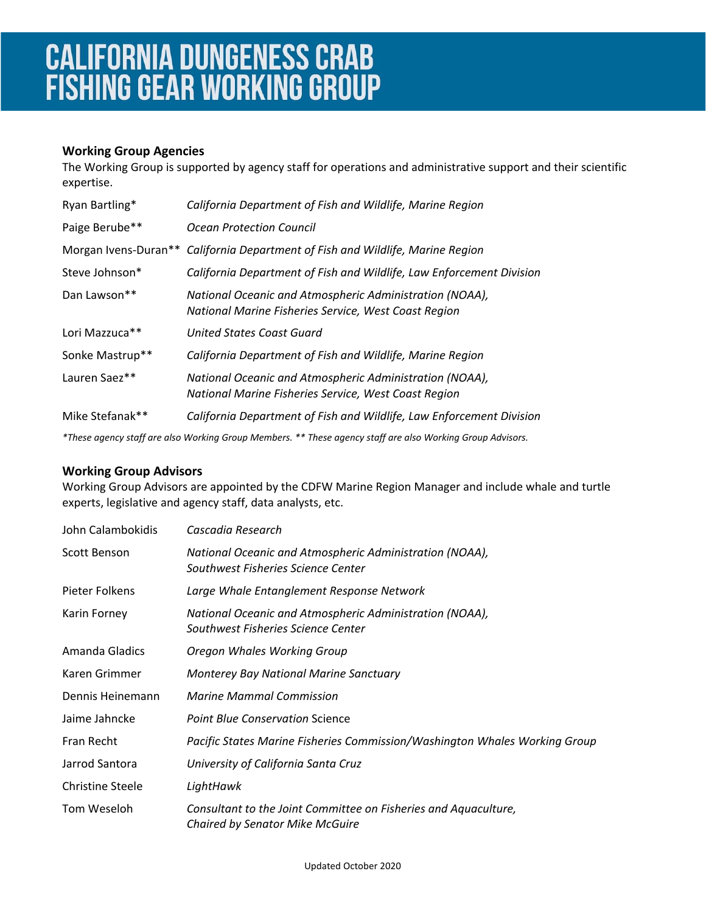# CALIFORNIA DUNGENESS CRAB FISHING GEAR WORKING GROUP

### Working Group Agencies

The Working Group is supported by agency staff for operations and administrative support and their scientific expertise.

| | |
|---|---|
| Ryan Bartling* | *California Department of Fish and Wildlife, Marine Region* |
| Paige Berube** | *Ocean Protection Council* |
| Morgan Ivens-Duran** | *California Department of Fish and Wildlife, Marine Region* |
| Steve Johnson* | *California Department of Fish and Wildlife, Law Enforcement Division* |
| Dan Lawson** | *National Oceanic and Atmospheric Administration (NOAA), National Marine Fisheries Service, West Coast Region* |
| Lori Mazzuca** | *United States Coast Guard* |
| Sonke Mastrup** | *California Department of Fish and Wildlife, Marine Region* |
| Lauren Saez** | *National Oceanic and Atmospheric Administration (NOAA), National Marine Fisheries Service, West Coast Region* |
| Mike Stefanak** | *California Department of Fish and Wildlife, Law Enforcement Division* |

*\*These agency staff are also Working Group Members. \*\* These agency staff are also Working Group Advisors.*

### Working Group Advisors

Working Group Advisors are appointed by the CDFW Marine Region Manager and include whale and turtle experts, legislative and agency staff, data analysts, etc.

| | |
|---|---|
| John Calambokidis | *Cascadia Research* |
| Scott Benson | *National Oceanic and Atmospheric Administration (NOAA), Southwest Fisheries Science Center* |
| Pieter Folkens | *Large Whale Entanglement Response Network* |
| Karin Forney | *National Oceanic and Atmospheric Administration (NOAA), Southwest Fisheries Science Center* |
| Amanda Gladics | *Oregon Whales Working Group* |
| Karen Grimmer | *Monterey Bay National Marine Sanctuary* |
| Dennis Heinemann | *Marine Mammal Commission* |
| Jaime Jahncke | *Point Blue Conservation* Science |
| Fran Recht | *Pacific States Marine Fisheries Commission/Washington Whales Working Group* |
| Jarrod Santora | *University of California Santa Cruz* |
| Christine Steele | *LightHawk* |
| Tom Weseloh | *Consultant to the Joint Committee on Fisheries and Aquaculture, Chaired by Senator Mike McGuire* |

Updated October 2020